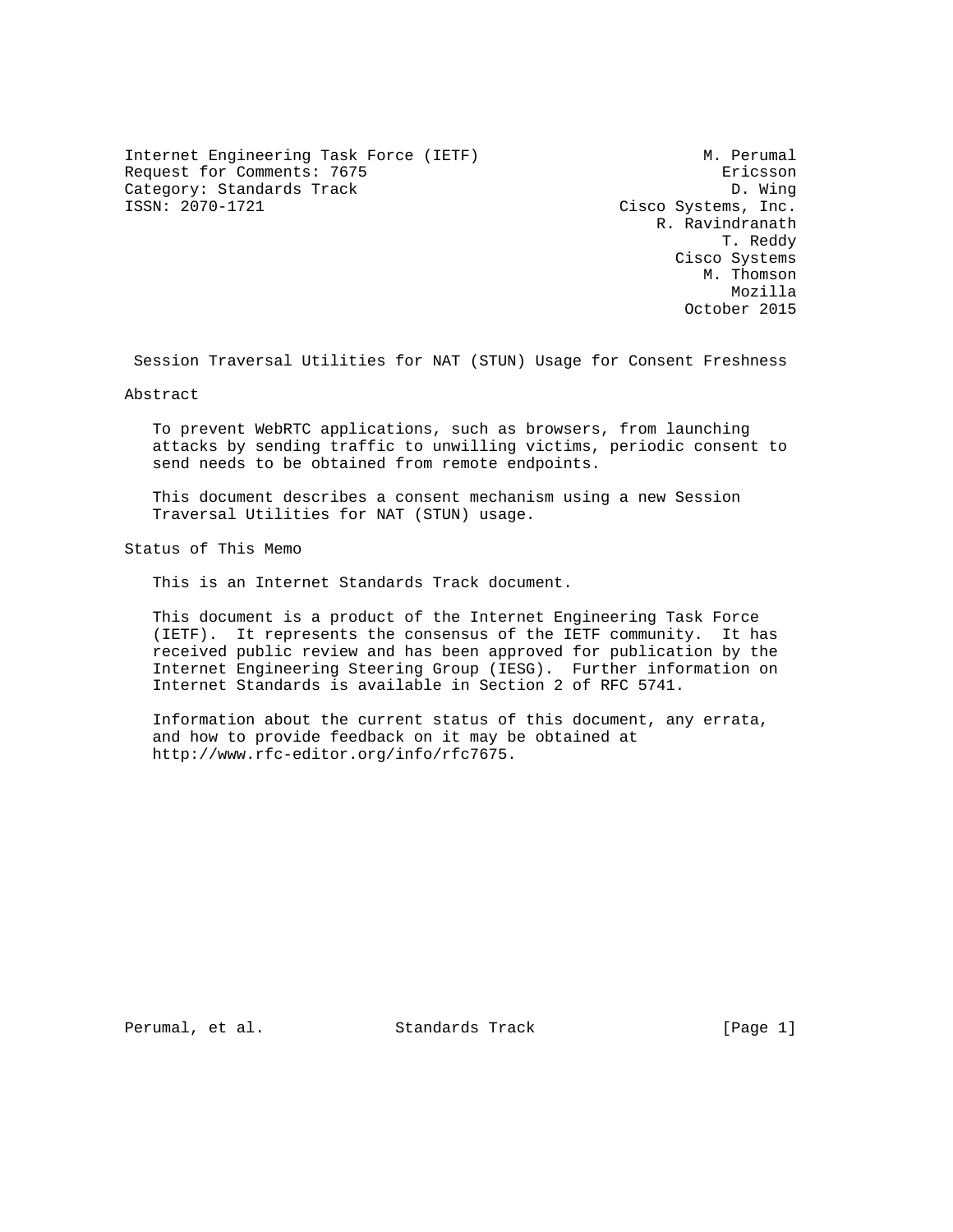Internet Engineering Task Force (IETF)  
Request for Comments: 7675  
Category: Standards Track  
ISSN: 2070-1721

M. Perumal  
Ericsson  
D. Wing  
Cisco Systems, Inc.  
R. Ravindranath  
T. Reddy  
Cisco Systems  
M. Thomson  
Mozilla  
October 2015

# Session Traversal Utilities for NAT (STUN) Usage for Consent Freshness

## Abstract

To prevent WebRTC applications, such as browsers, from launching attacks by sending traffic to unwilling victims, periodic consent to send needs to be obtained from remote endpoints.

This document describes a consent mechanism using a new Session Traversal Utilities for NAT (STUN) usage.

## Status of This Memo

This is an Internet Standards Track document.

This document is a product of the Internet Engineering Task Force (IETF). It represents the consensus of the IETF community. It has received public review and has been approved for publication by the Internet Engineering Steering Group (IESG). Further information on Internet Standards is available in Section 2 of RFC 5741.

Information about the current status of this document, any errata, and how to provide feedback on it may be obtained at http://www.rfc-editor.org/info/rfc7675.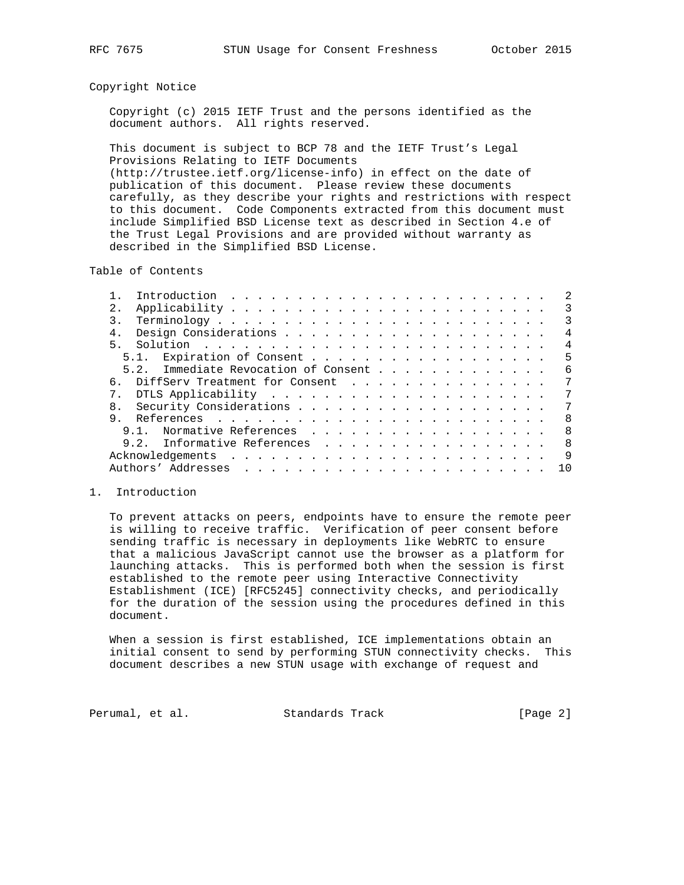## Copyright Notice

Copyright (c) 2015 IETF Trust and the persons identified as the document authors. All rights reserved.

This document is subject to BCP 78 and the IETF Trust's Legal Provisions Relating to IETF Documents (http://trustee.ietf.org/license-info) in effect on the date of publication of this document. Please review these documents carefully, as they describe your rights and restrictions with respect to this document. Code Components extracted from this document must include Simplified BSD License text as described in Section 4.e of the Trust Legal Provisions and are provided without warranty as described in the Simplified BSD License.

## Table of Contents

```
   1.  Introduction  . . . . . . . . . . . . . . . . . . . . . . . .   2
   2.  Applicability . . . . . . . . . . . . . . . . . . . . . . . .   3
   3.  Terminology . . . . . . . . . . . . . . . . . . . . . . . . .   3
   4.  Design Considerations . . . . . . . . . . . . . . . . . . . .   4
   5.  Solution  . . . . . . . . . . . . . . . . . . . . . . . . . .   4
     5.1.  Expiration of Consent . . . . . . . . . . . . . . . . . .   5
     5.2.  Immediate Revocation of Consent . . . . . . . . . . . . .   6
   6.  DiffServ Treatment for Consent  . . . . . . . . . . . . . . .   7
   7.  DTLS Applicability  . . . . . . . . . . . . . . . . . . . . .   7
   8.  Security Considerations . . . . . . . . . . . . . . . . . . .   7
   9.  References  . . . . . . . . . . . . . . . . . . . . . . . . .   8
     9.1.  Normative References  . . . . . . . . . . . . . . . . . .   8
     9.2.  Informative References  . . . . . . . . . . . . . . . . .   8
   Acknowledgements  . . . . . . . . . . . . . . . . . . . . . . . .   9
   Authors' Addresses  . . . . . . . . . . . . . . . . . . . . . . .  10
```

## 1. Introduction

To prevent attacks on peers, endpoints have to ensure the remote peer is willing to receive traffic. Verification of peer consent before sending traffic is necessary in deployments like WebRTC to ensure that a malicious JavaScript cannot use the browser as a platform for launching attacks. This is performed both when the session is first established to the remote peer using Interactive Connectivity Establishment (ICE) [RFC5245] connectivity checks, and periodically for the duration of the session using the procedures defined in this document.

When a session is first established, ICE implementations obtain an initial consent to send by performing STUN connectivity checks. This document describes a new STUN usage with exchange of request and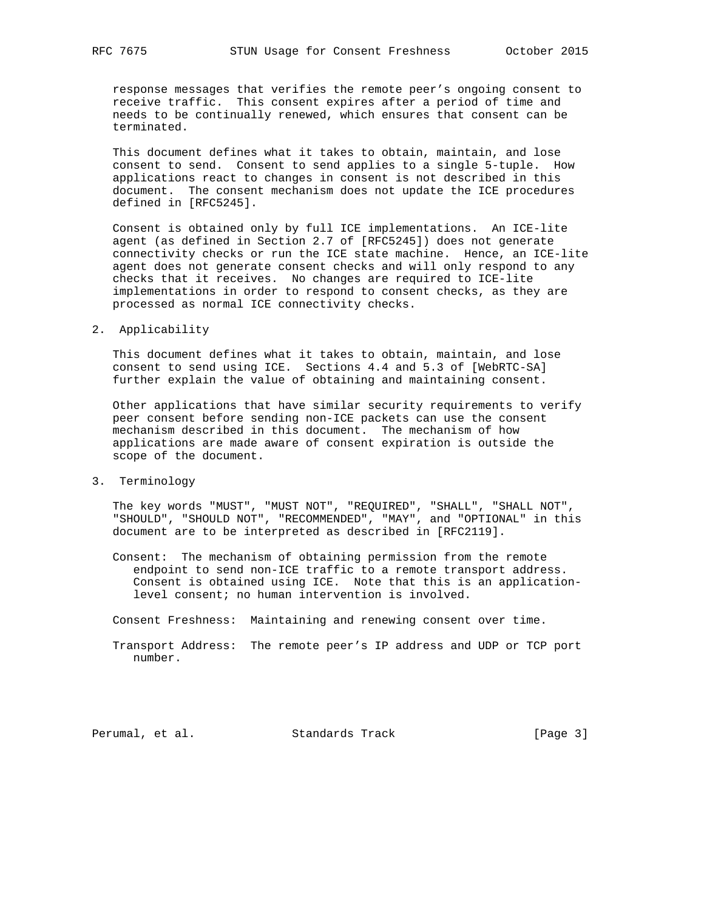response messages that verifies the remote peer's ongoing consent to receive traffic. This consent expires after a period of time and needs to be continually renewed, which ensures that consent can be terminated.

This document defines what it takes to obtain, maintain, and lose consent to send. Consent to send applies to a single 5-tuple. How applications react to changes in consent is not described in this document. The consent mechanism does not update the ICE procedures defined in [RFC5245].

Consent is obtained only by full ICE implementations. An ICE-lite agent (as defined in Section 2.7 of [RFC5245]) does not generate connectivity checks or run the ICE state machine. Hence, an ICE-lite agent does not generate consent checks and will only respond to any checks that it receives. No changes are required to ICE-lite implementations in order to respond to consent checks, as they are processed as normal ICE connectivity checks.

## 2. Applicability

This document defines what it takes to obtain, maintain, and lose consent to send using ICE. Sections 4.4 and 5.3 of [WebRTC-SA] further explain the value of obtaining and maintaining consent.

Other applications that have similar security requirements to verify peer consent before sending non-ICE packets can use the consent mechanism described in this document. The mechanism of how applications are made aware of consent expiration is outside the scope of the document.

## 3. Terminology

The key words "MUST", "MUST NOT", "REQUIRED", "SHALL", "SHALL NOT", "SHOULD", "SHOULD NOT", "RECOMMENDED", "MAY", and "OPTIONAL" in this document are to be interpreted as described in [RFC2119].

Consent: The mechanism of obtaining permission from the remote endpoint to send non-ICE traffic to a remote transport address. Consent is obtained using ICE. Note that this is an application-level consent; no human intervention is involved.

Consent Freshness: Maintaining and renewing consent over time.

Transport Address: The remote peer's IP address and UDP or TCP port number.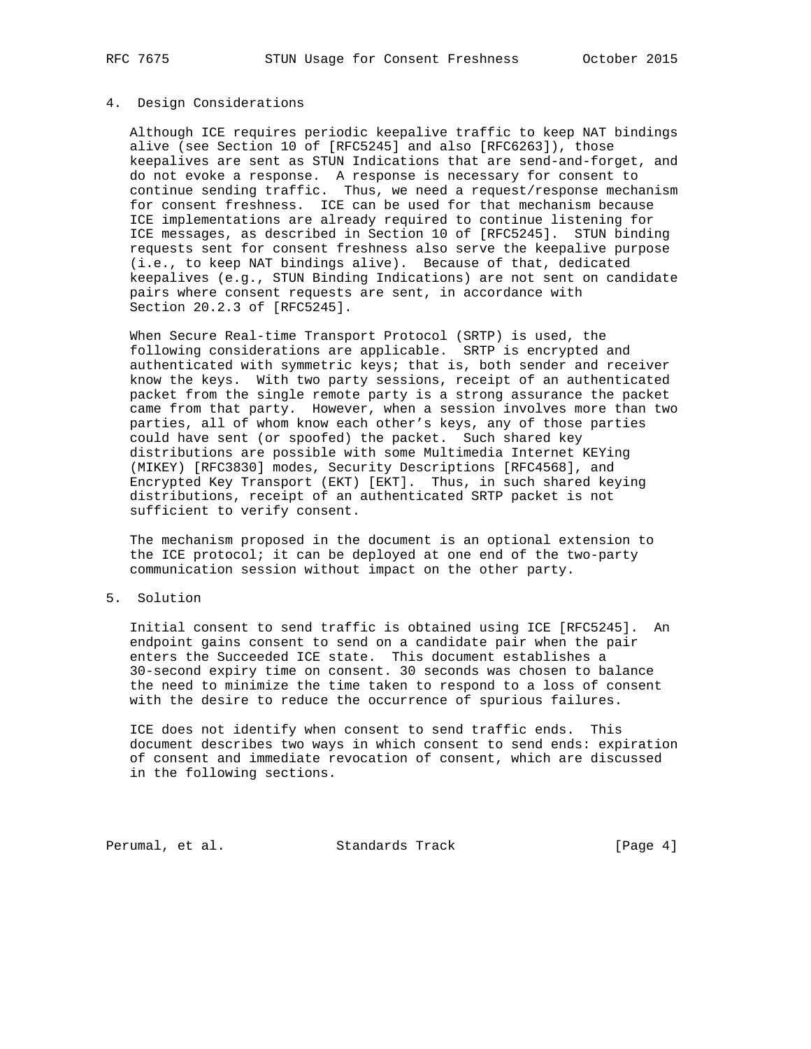## 4. Design Considerations

Although ICE requires periodic keepalive traffic to keep NAT bindings alive (see Section 10 of [RFC5245] and also [RFC6263]), those keepalives are sent as STUN Indications that are send-and-forget, and do not evoke a response. A response is necessary for consent to continue sending traffic. Thus, we need a request/response mechanism for consent freshness. ICE can be used for that mechanism because ICE implementations are already required to continue listening for ICE messages, as described in Section 10 of [RFC5245]. STUN binding requests sent for consent freshness also serve the keepalive purpose (i.e., to keep NAT bindings alive). Because of that, dedicated keepalives (e.g., STUN Binding Indications) are not sent on candidate pairs where consent requests are sent, in accordance with Section 20.2.3 of [RFC5245].

When Secure Real-time Transport Protocol (SRTP) is used, the following considerations are applicable. SRTP is encrypted and authenticated with symmetric keys; that is, both sender and receiver know the keys. With two party sessions, receipt of an authenticated packet from the single remote party is a strong assurance the packet came from that party. However, when a session involves more than two parties, all of whom know each other's keys, any of those parties could have sent (or spoofed) the packet. Such shared key distributions are possible with some Multimedia Internet KEYing (MIKEY) [RFC3830] modes, Security Descriptions [RFC4568], and Encrypted Key Transport (EKT) [EKT]. Thus, in such shared keying distributions, receipt of an authenticated SRTP packet is not sufficient to verify consent.

The mechanism proposed in the document is an optional extension to the ICE protocol; it can be deployed at one end of the two-party communication session without impact on the other party.

## 5. Solution

Initial consent to send traffic is obtained using ICE [RFC5245]. An endpoint gains consent to send on a candidate pair when the pair enters the Succeeded ICE state. This document establishes a 30-second expiry time on consent. 30 seconds was chosen to balance the need to minimize the time taken to respond to a loss of consent with the desire to reduce the occurrence of spurious failures.

ICE does not identify when consent to send traffic ends. This document describes two ways in which consent to send ends: expiration of consent and immediate revocation of consent, which are discussed in the following sections.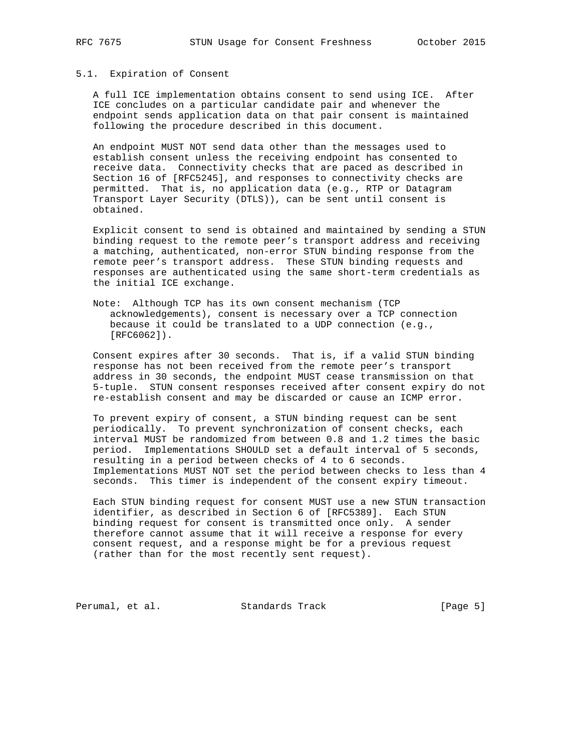### 5.1. Expiration of Consent

A full ICE implementation obtains consent to send using ICE. After ICE concludes on a particular candidate pair and whenever the endpoint sends application data on that pair consent is maintained following the procedure described in this document.

An endpoint MUST NOT send data other than the messages used to establish consent unless the receiving endpoint has consented to receive data. Connectivity checks that are paced as described in Section 16 of [RFC5245], and responses to connectivity checks are permitted. That is, no application data (e.g., RTP or Datagram Transport Layer Security (DTLS)), can be sent until consent is obtained.

Explicit consent to send is obtained and maintained by sending a STUN binding request to the remote peer's transport address and receiving a matching, authenticated, non-error STUN binding response from the remote peer's transport address. These STUN binding requests and responses are authenticated using the same short-term credentials as the initial ICE exchange.

Note: Although TCP has its own consent mechanism (TCP acknowledgements), consent is necessary over a TCP connection because it could be translated to a UDP connection (e.g., [RFC6062]).

Consent expires after 30 seconds. That is, if a valid STUN binding response has not been received from the remote peer's transport address in 30 seconds, the endpoint MUST cease transmission on that 5-tuple. STUN consent responses received after consent expiry do not re-establish consent and may be discarded or cause an ICMP error.

To prevent expiry of consent, a STUN binding request can be sent periodically. To prevent synchronization of consent checks, each interval MUST be randomized from between 0.8 and 1.2 times the basic period. Implementations SHOULD set a default interval of 5 seconds, resulting in a period between checks of 4 to 6 seconds. Implementations MUST NOT set the period between checks to less than 4 seconds. This timer is independent of the consent expiry timeout.

Each STUN binding request for consent MUST use a new STUN transaction identifier, as described in Section 6 of [RFC5389]. Each STUN binding request for consent is transmitted once only. A sender therefore cannot assume that it will receive a response for every consent request, and a response might be for a previous request (rather than for the most recently sent request).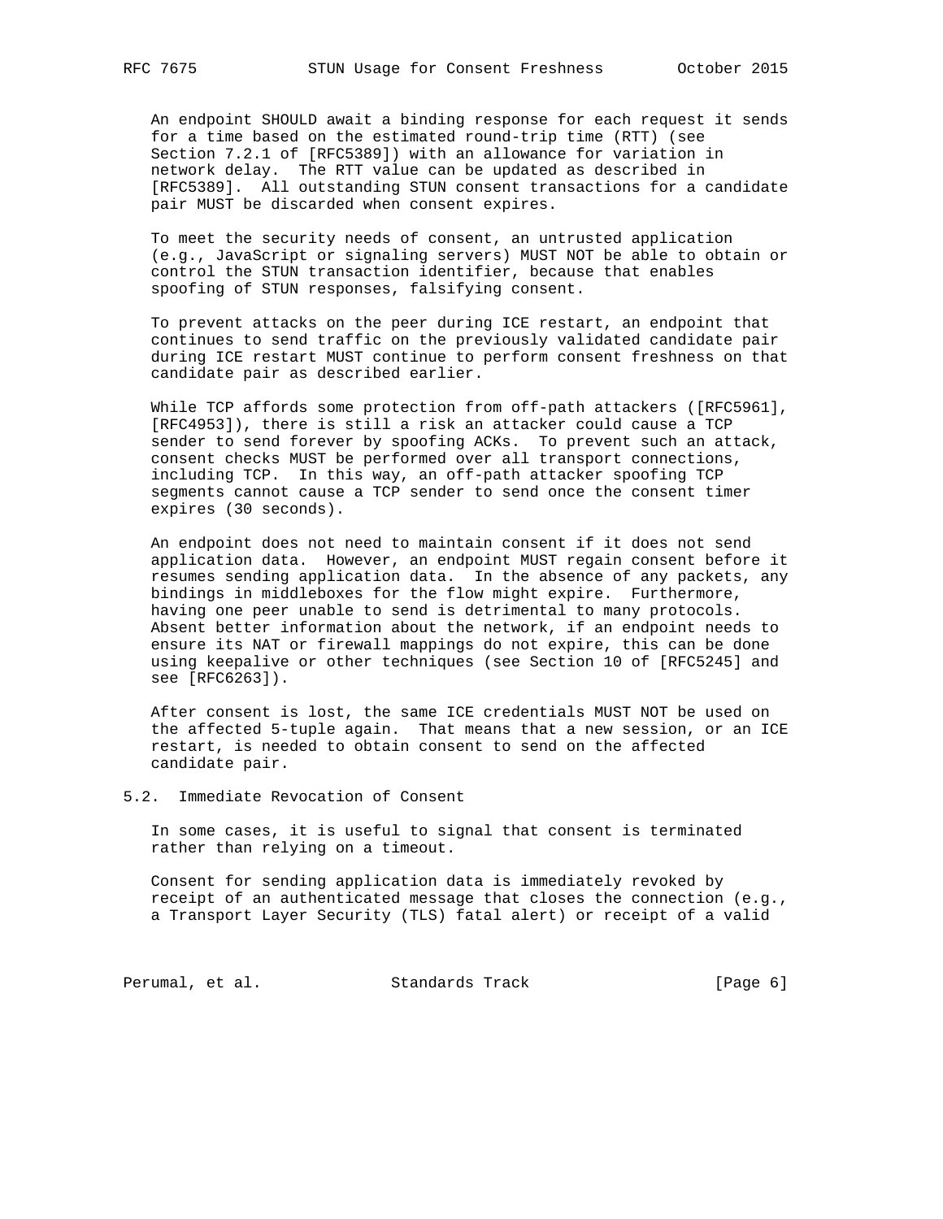An endpoint SHOULD await a binding response for each request it sends for a time based on the estimated round-trip time (RTT) (see Section 7.2.1 of [RFC5389]) with an allowance for variation in network delay. The RTT value can be updated as described in [RFC5389]. All outstanding STUN consent transactions for a candidate pair MUST be discarded when consent expires.

To meet the security needs of consent, an untrusted application (e.g., JavaScript or signaling servers) MUST NOT be able to obtain or control the STUN transaction identifier, because that enables spoofing of STUN responses, falsifying consent.

To prevent attacks on the peer during ICE restart, an endpoint that continues to send traffic on the previously validated candidate pair during ICE restart MUST continue to perform consent freshness on that candidate pair as described earlier.

While TCP affords some protection from off-path attackers ([RFC5961], [RFC4953]), there is still a risk an attacker could cause a TCP sender to send forever by spoofing ACKs. To prevent such an attack, consent checks MUST be performed over all transport connections, including TCP. In this way, an off-path attacker spoofing TCP segments cannot cause a TCP sender to send once the consent timer expires (30 seconds).

An endpoint does not need to maintain consent if it does not send application data. However, an endpoint MUST regain consent before it resumes sending application data. In the absence of any packets, any bindings in middleboxes for the flow might expire. Furthermore, having one peer unable to send is detrimental to many protocols. Absent better information about the network, if an endpoint needs to ensure its NAT or firewall mappings do not expire, this can be done using keepalive or other techniques (see Section 10 of [RFC5245] and see [RFC6263]).

After consent is lost, the same ICE credentials MUST NOT be used on the affected 5-tuple again. That means that a new session, or an ICE restart, is needed to obtain consent to send on the affected candidate pair.

## 5.2. Immediate Revocation of Consent

In some cases, it is useful to signal that consent is terminated rather than relying on a timeout.

Consent for sending application data is immediately revoked by receipt of an authenticated message that closes the connection (e.g., a Transport Layer Security (TLS) fatal alert) or receipt of a valid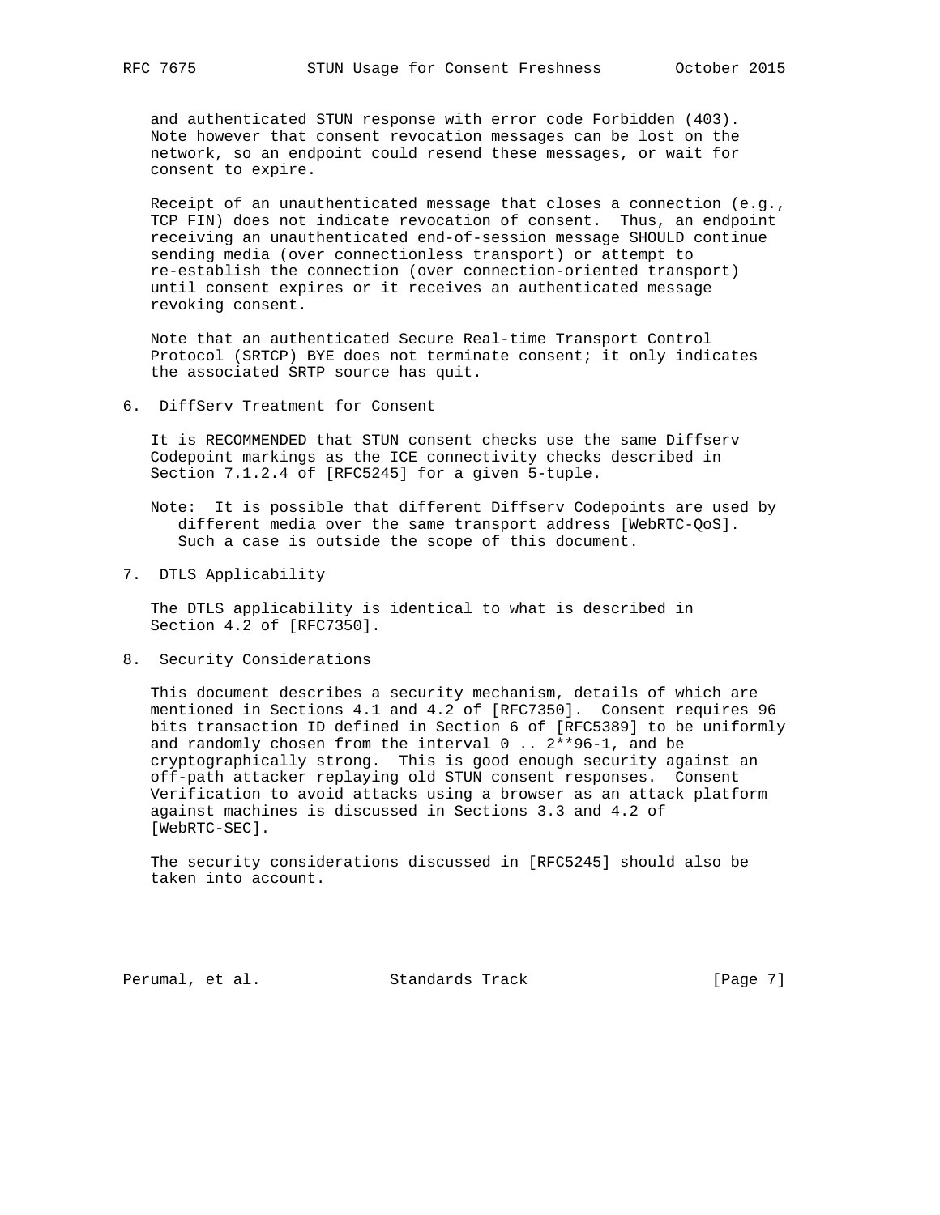and authenticated STUN response with error code Forbidden (403). Note however that consent revocation messages can be lost on the network, so an endpoint could resend these messages, or wait for consent to expire.

Receipt of an unauthenticated message that closes a connection (e.g., TCP FIN) does not indicate revocation of consent. Thus, an endpoint receiving an unauthenticated end-of-session message SHOULD continue sending media (over connectionless transport) or attempt to re-establish the connection (over connection-oriented transport) until consent expires or it receives an authenticated message revoking consent.

Note that an authenticated Secure Real-time Transport Control Protocol (SRTCP) BYE does not terminate consent; it only indicates the associated SRTP source has quit.

## 6. DiffServ Treatment for Consent

It is RECOMMENDED that STUN consent checks use the same Diffserv Codepoint markings as the ICE connectivity checks described in Section 7.1.2.4 of [RFC5245] for a given 5-tuple.

Note: It is possible that different Diffserv Codepoints are used by different media over the same transport address [WebRTC-QoS]. Such a case is outside the scope of this document.

## 7. DTLS Applicability

The DTLS applicability is identical to what is described in Section 4.2 of [RFC7350].

## 8. Security Considerations

This document describes a security mechanism, details of which are mentioned in Sections 4.1 and 4.2 of [RFC7350]. Consent requires 96 bits transaction ID defined in Section 6 of [RFC5389] to be uniformly and randomly chosen from the interval $0 .. 2^{96}-1$, and be cryptographically strong. This is good enough security against an off-path attacker replaying old STUN consent responses. Consent Verification to avoid attacks using a browser as an attack platform against machines is discussed in Sections 3.3 and 4.2 of [WebRTC-SEC].

The security considerations discussed in [RFC5245] should also be taken into account.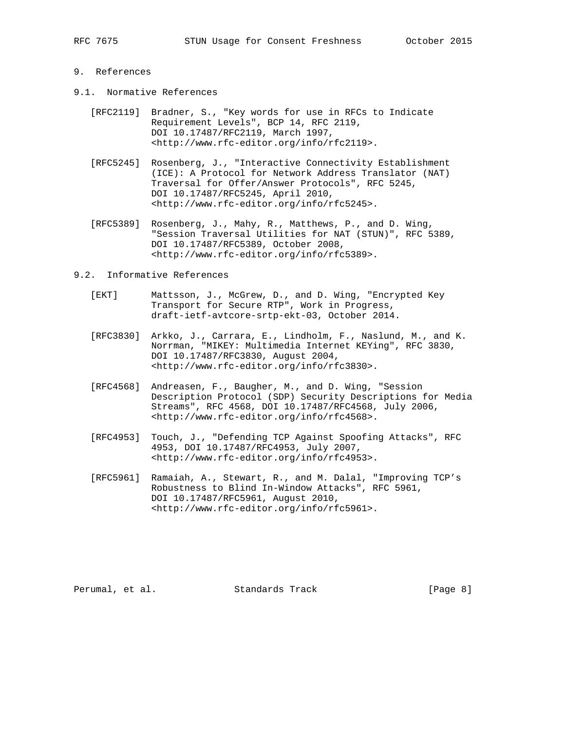# 9. References

## 9.1. Normative References

[RFC2119] Bradner, S., "Key words for use in RFCs to Indicate Requirement Levels", BCP 14, RFC 2119, DOI 10.17487/RFC2119, March 1997, <http://www.rfc-editor.org/info/rfc2119>.

[RFC5245] Rosenberg, J., "Interactive Connectivity Establishment (ICE): A Protocol for Network Address Translator (NAT) Traversal for Offer/Answer Protocols", RFC 5245, DOI 10.17487/RFC5245, April 2010, <http://www.rfc-editor.org/info/rfc5245>.

[RFC5389] Rosenberg, J., Mahy, R., Matthews, P., and D. Wing, "Session Traversal Utilities for NAT (STUN)", RFC 5389, DOI 10.17487/RFC5389, October 2008, <http://www.rfc-editor.org/info/rfc5389>.

## 9.2. Informative References

[EKT] Mattsson, J., McGrew, D., and D. Wing, "Encrypted Key Transport for Secure RTP", Work in Progress, draft-ietf-avtcore-srtp-ekt-03, October 2014.

[RFC3830] Arkko, J., Carrara, E., Lindholm, F., Naslund, M., and K. Norrman, "MIKEY: Multimedia Internet KEYing", RFC 3830, DOI 10.17487/RFC3830, August 2004, <http://www.rfc-editor.org/info/rfc3830>.

[RFC4568] Andreasen, F., Baugher, M., and D. Wing, "Session Description Protocol (SDP) Security Descriptions for Media Streams", RFC 4568, DOI 10.17487/RFC4568, July 2006, <http://www.rfc-editor.org/info/rfc4568>.

[RFC4953] Touch, J., "Defending TCP Against Spoofing Attacks", RFC 4953, DOI 10.17487/RFC4953, July 2007, <http://www.rfc-editor.org/info/rfc4953>.

[RFC5961] Ramaiah, A., Stewart, R., and M. Dalal, "Improving TCP's Robustness to Blind In-Window Attacks", RFC 5961, DOI 10.17487/RFC5961, August 2010, <http://www.rfc-editor.org/info/rfc5961>.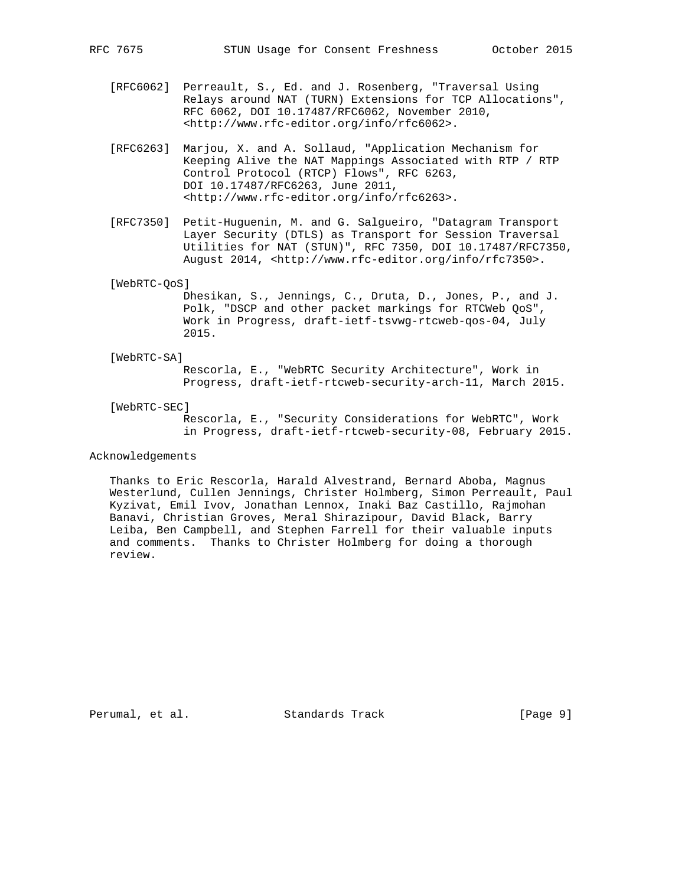[RFC6062] Perreault, S., Ed. and J. Rosenberg, "Traversal Using Relays around NAT (TURN) Extensions for TCP Allocations", RFC 6062, DOI 10.17487/RFC6062, November 2010, <http://www.rfc-editor.org/info/rfc6062>.

[RFC6263] Marjou, X. and A. Sollaud, "Application Mechanism for Keeping Alive the NAT Mappings Associated with RTP / RTP Control Protocol (RTCP) Flows", RFC 6263, DOI 10.17487/RFC6263, June 2011, <http://www.rfc-editor.org/info/rfc6263>.

[RFC7350] Petit-Huguenin, M. and G. Salgueiro, "Datagram Transport Layer Security (DTLS) as Transport for Session Traversal Utilities for NAT (STUN)", RFC 7350, DOI 10.17487/RFC7350, August 2014, <http://www.rfc-editor.org/info/rfc7350>.

[WebRTC-QoS] Dhesikan, S., Jennings, C., Druta, D., Jones, P., and J. Polk, "DSCP and other packet markings for RTCWeb QoS", Work in Progress, draft-ietf-tsvwg-rtcweb-qos-04, July 2015.

[WebRTC-SA] Rescorla, E., "WebRTC Security Architecture", Work in Progress, draft-ietf-rtcweb-security-arch-11, March 2015.

[WebRTC-SEC] Rescorla, E., "Security Considerations for WebRTC", Work in Progress, draft-ietf-rtcweb-security-08, February 2015.

# Acknowledgements

Thanks to Eric Rescorla, Harald Alvestrand, Bernard Aboba, Magnus Westerlund, Cullen Jennings, Christer Holmberg, Simon Perreault, Paul Kyzivat, Emil Ivov, Jonathan Lennox, Inaki Baz Castillo, Rajmohan Banavi, Christian Groves, Meral Shirazipour, David Black, Barry Leiba, Ben Campbell, and Stephen Farrell for their valuable inputs and comments. Thanks to Christer Holmberg for doing a thorough review.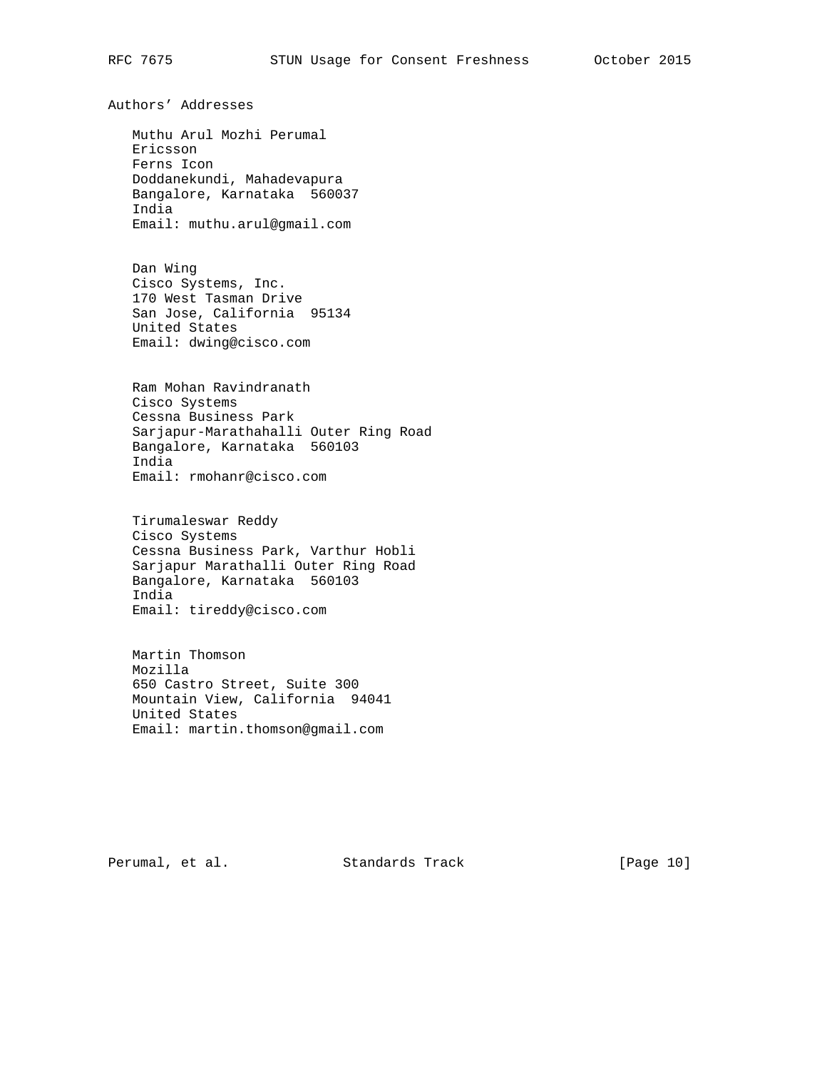# Authors' Addresses

Muthu Arul Mozhi Perumal
Ericsson
Ferns Icon
Doddanekundi, Mahadevapura
Bangalore, Karnataka 560037
India
Email: muthu.arul@gmail.com

Dan Wing
Cisco Systems, Inc.
170 West Tasman Drive
San Jose, California 95134
United States
Email: dwing@cisco.com

Ram Mohan Ravindranath
Cisco Systems
Cessna Business Park
Sarjapur-Marathahalli Outer Ring Road
Bangalore, Karnataka 560103
India
Email: rmohanr@cisco.com

Tirumaleswar Reddy
Cisco Systems
Cessna Business Park, Varthur Hobli
Sarjapur Marathalli Outer Ring Road
Bangalore, Karnataka 560103
India
Email: tireddy@cisco.com

Martin Thomson
Mozilla
650 Castro Street, Suite 300
Mountain View, California 94041
United States
Email: martin.thomson@gmail.com